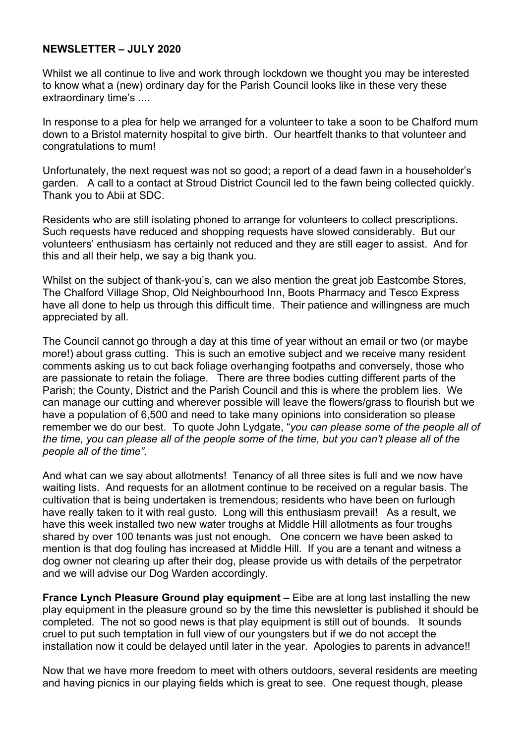**NEWSLETTER – JULY 2020**

Whilst we all continue to live and work through lockdown we thought you may be interested to know what a (new) ordinary day for the Parish Council looks like in these very these extraordinary time's ....

In response to a plea for help we arranged for a volunteer to take a soon to be Chalford mum down to a Bristol maternity hospital to give birth. Our heartfelt thanks to that volunteer and congratulations to mum!

Unfortunately, the next request was not so good; a report of a dead fawn in a householder's garden. A call to a contact at Stroud District Council led to the fawn being collected quickly. Thank you to Abii at SDC.

Residents who are still isolating phoned to arrange for volunteers to collect prescriptions. Such requests have reduced and shopping requests have slowed considerably. But our volunteers' enthusiasm has certainly not reduced and they are still eager to assist. And for this and all their help, we say a big thank you.

Whilst on the subject of thank-you's, can we also mention the great job Eastcombe Stores, The Chalford Village Shop, Old Neighbourhood Inn, Boots Pharmacy and Tesco Express have all done to help us through this difficult time. Their patience and willingness are much appreciated by all.

The Council cannot go through a day at this time of year without an email or two (or maybe more!) about grass cutting. This is such an emotive subject and we receive many resident comments asking us to cut back foliage overhanging footpaths and conversely, those who are passionate to retain the foliage. There are three bodies cutting different parts of the Parish; the County, District and the Parish Council and this is where the problem lies. We can manage our cutting and wherever possible will leave the flowers/grass to flourish but we have a population of 6,500 and need to take many opinions into consideration so please remember we do our best. To quote John Lydgate, "*you can please some of the people all of the time, you can please all of the people some of the time, but you can't please all of the people all of the time".*

And what can we say about allotments! Tenancy of all three sites is full and we now have waiting lists. And requests for an allotment continue to be received on a regular basis. The cultivation that is being undertaken is tremendous; residents who have been on furlough have really taken to it with real gusto. Long will this enthusiasm prevail! As a result, we have this week installed two new water troughs at Middle Hill allotments as four troughs shared by over 100 tenants was just not enough. One concern we have been asked to mention is that dog fouling has increased at Middle Hill. If you are a tenant and witness a dog owner not clearing up after their dog, please provide us with details of the perpetrator and we will advise our Dog Warden accordingly.

**France Lynch Pleasure Ground play equipment –** Eibe are at long last installing the new play equipment in the pleasure ground so by the time this newsletter is published it should be completed. The not so good news is that play equipment is still out of bounds. It sounds cruel to put such temptation in full view of our youngsters but if we do not accept the installation now it could be delayed until later in the year. Apologies to parents in advance!!

Now that we have more freedom to meet with others outdoors, several residents are meeting and having picnics in our playing fields which is great to see. One request though, please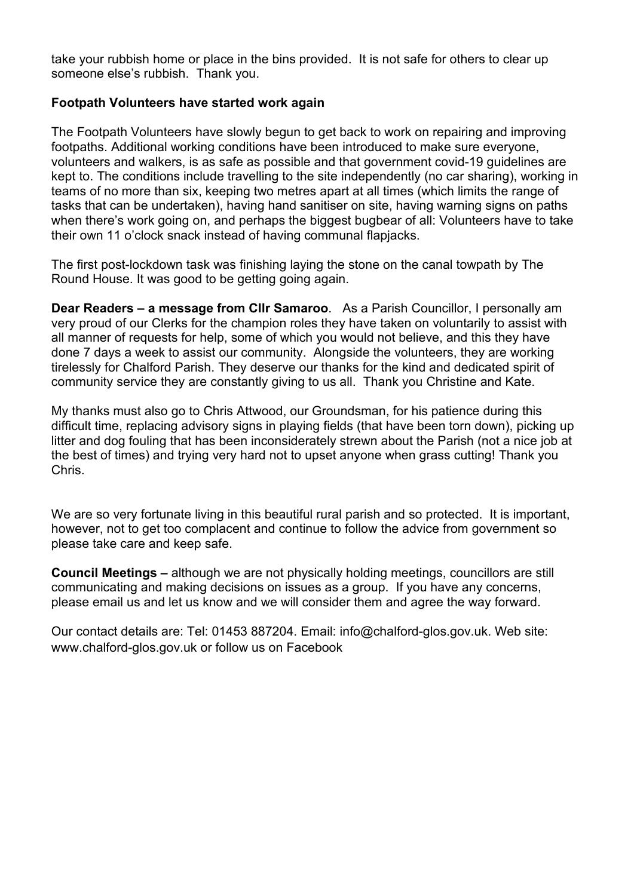take your rubbish home or place in the bins provided. It is not safe for others to clear up someone else's rubbish. Thank you.

**Footpath Volunteers have started work again**

The Footpath Volunteers have slowly begun to get back to work on repairing and improving footpaths. Additional working conditions have been introduced to make sure everyone, volunteers and walkers, is as safe as possible and that government covid-19 guidelines are kept to. The conditions include travelling to the site independently (no car sharing), working in teams of no more than six, keeping two metres apart at all times (which limits the range of tasks that can be undertaken), having hand sanitiser on site, having warning signs on paths when there's work going on, and perhaps the biggest bugbear of all: Volunteers have to take their own 11 o'clock snack instead of having communal flapjacks.

The first post-lockdown task was finishing laying the stone on the canal towpath by The Round House. It was good to be getting going again.

**Dear Readers – a message from Cllr Samaroo**. As a Parish Councillor, I personally am very proud of our Clerks for the champion roles they have taken on voluntarily to assist with all manner of requests for help, some of which you would not believe, and this they have done 7 days a week to assist our community. Alongside the volunteers, they are working tirelessly for Chalford Parish. They deserve our thanks for the kind and dedicated spirit of community service they are constantly giving to us all. Thank you Christine and Kate.

My thanks must also go to Chris Attwood, our Groundsman, for his patience during this difficult time, replacing advisory signs in playing fields (that have been torn down), picking up litter and dog fouling that has been inconsiderately strewn about the Parish (not a nice job at the best of times) and trying very hard not to upset anyone when grass cutting! Thank you Chris.

We are so very fortunate living in this beautiful rural parish and so protected. It is important, however, not to get too complacent and continue to follow the advice from government so please take care and keep safe.

**Council Meetings –** although we are not physically holding meetings, councillors are still communicating and making decisions on issues as a group. If you have any concerns, please email us and let us know and we will consider them and agree the way forward.

Our contact details are: Tel: 01453 887204. Email: info@chalford-glos.gov.uk. Web site: www.chalford-glos.gov.uk or follow us on Facebook